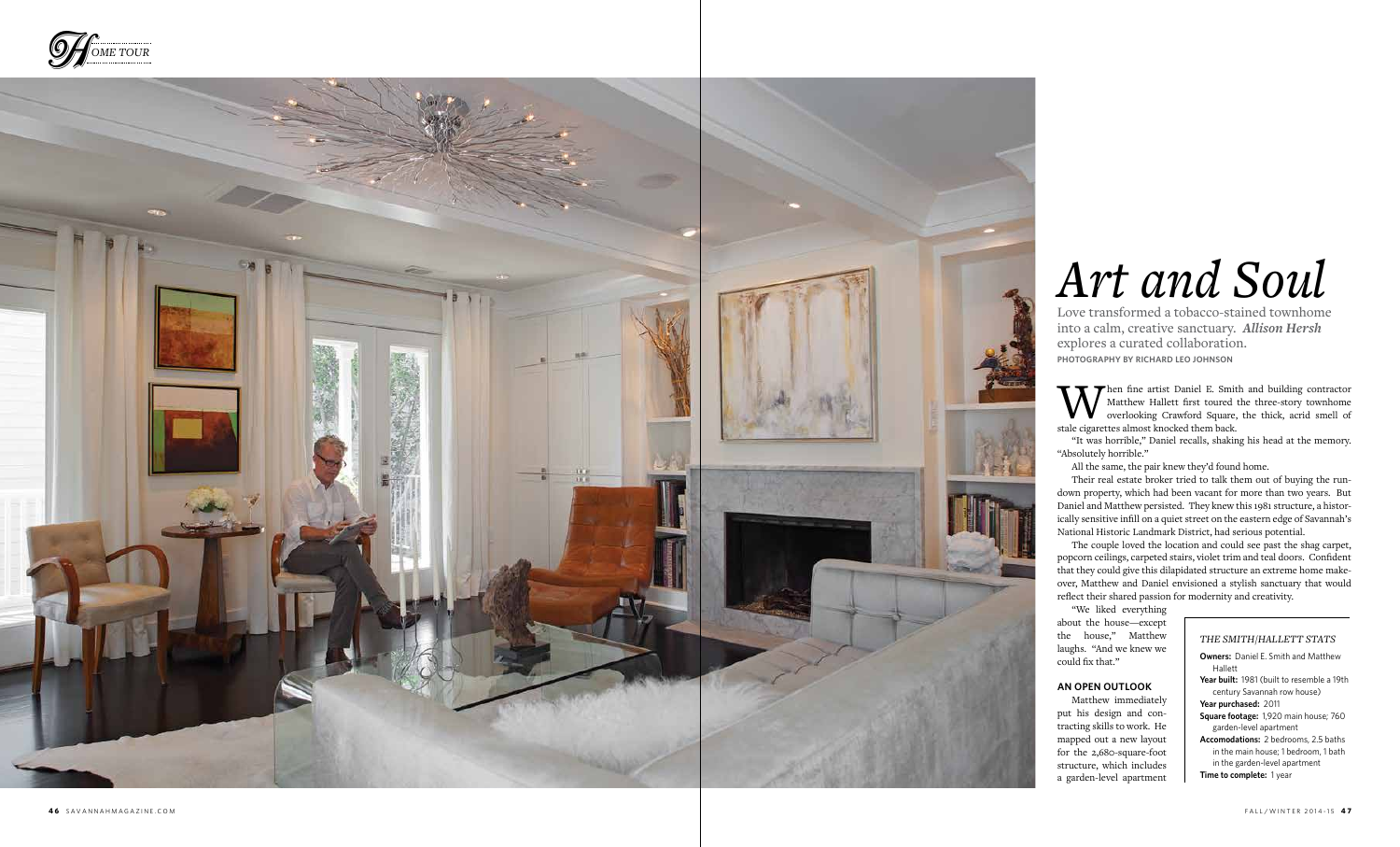# Art and Soul

Love transformed a tobacco-stained townhome into a calm, creative sanctuary. ***Allison Hersh*** explores a curated collaboration.

**PHOTOGRAPHY BY RICHARD LEO JOHNSON**

When fine artist Daniel E. Smith and building contractor Matthew Hallett first toured the three-story townhome overlooking Crawford Square, the thick, acrid smell of stale cigarettes almost knocked them back.

"It was horrible," Daniel recalls, shaking his head at the memory. "Absolutely horrible."

All the same, the pair knew they'd found home.

Their real estate broker tried to talk them out of buying the run-down property, which had been vacant for more than two years. But Daniel and Matthew persisted. They knew this 1981 structure, a historically sensitive infill on a quiet street on the eastern edge of Savannah's National Historic Landmark District, had serious potential.

The couple loved the location and could see past the shag carpet, popcorn ceilings, carpeted stairs, violet trim and teal doors. Confident that they could give this dilapidated structure an extreme home makeover, Matthew and Daniel envisioned a stylish sanctuary that would reflect their shared passion for modernity and creativity.

"We liked everything about the house—except the house," Matthew laughs. "And we knew we could fix that."

## AN OPEN OUTLOOK

Matthew immediately put his design and contracting skills to work. He mapped out a new layout for the 2,680-square-foot structure, which includes a garden-level apartment

### *THE SMITH/HALLETT STATS*

**Owners:** Daniel E. Smith and Matthew Hallett
**Year built:** 1981 (built to resemble a 19th century Savannah row house)
**Year purchased:** 2011
**Square footage:** 1,920 main house; 760 garden-level apartment
**Accomodations:** 2 bedrooms, 2.5 baths in the main house; 1 bedroom, 1 bath in the garden-level apartment
**Time to complete:** 1 year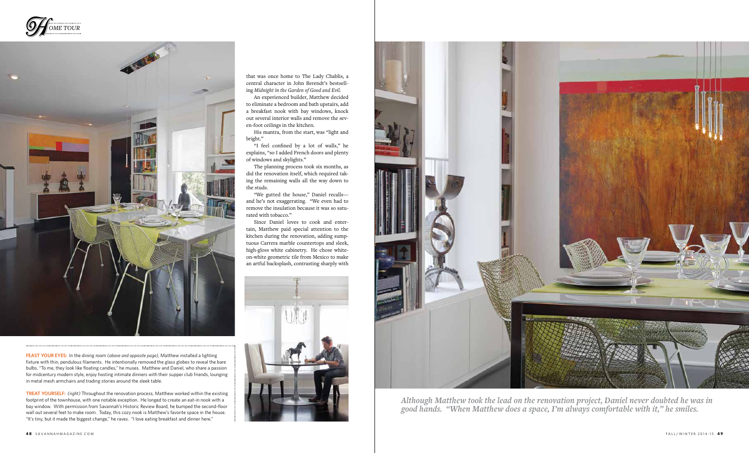that was once home to The Lady Chablis, a central character in John Berendt's bestselling *Midnight in the Garden of Good and Evil*.

An experienced builder, Matthew decided to eliminate a bedroom and bath upstairs, add a breakfast nook with bay windows, knock out several interior walls and remove the seven-foot ceilings in the kitchen.

His mantra, from the start, was "light and bright."

"I feel confined by a lot of walls," he explains, "so I added French doors and plenty of windows and skylights."

The planning process took six months, as did the renovation itself, which required taking the remaining walls all the way down to the studs.

"We gutted the house," Daniel recalls—and he's not exaggerating. "We even had to remove the insulation because it was so saturated with tobacco."

Since Daniel loves to cook and entertain, Matthew paid special attention to the kitchen during the renovation, adding sumptuous Carrera marble countertops and sleek, high-gloss white cabinetry. He chose white-on-white geometric tile from Mexico to make an artful backsplash, contrasting sharply with

**FEAST YOUR EYES:** In the dining room *(above and opposite page)*, Matthew installed a lighting fixture with thin, pendulous filaments. He intentionally removed the glass globes to reveal the bare bulbs. "To me, they look like floating candles," he muses. Matthew and Daniel, who share a passion for midcentury modern style, enjoy hosting intimate dinners with their supper club friends, lounging in metal mesh armchairs and trading stories around the sleek table.

**TREAT YOURSELF:** *(right)* Throughout the renovation process, Matthew worked within the existing footprint of the townhouse, with one notable exception. He longed to create an eat-in nook with a bay window. With permission from Savannah's Historic Review Board, he bumped the second-floor wall out several feet to make room. Today, this cozy nook is Matthew's favorite space in the house. "It's tiny, but it made the biggest change," he raves. "I love eating breakfast and dinner here."

*Although Matthew took the lead on the renovation project, Daniel never doubted he was in good hands. "When Matthew does a space, I'm always comfortable with it," he smiles.*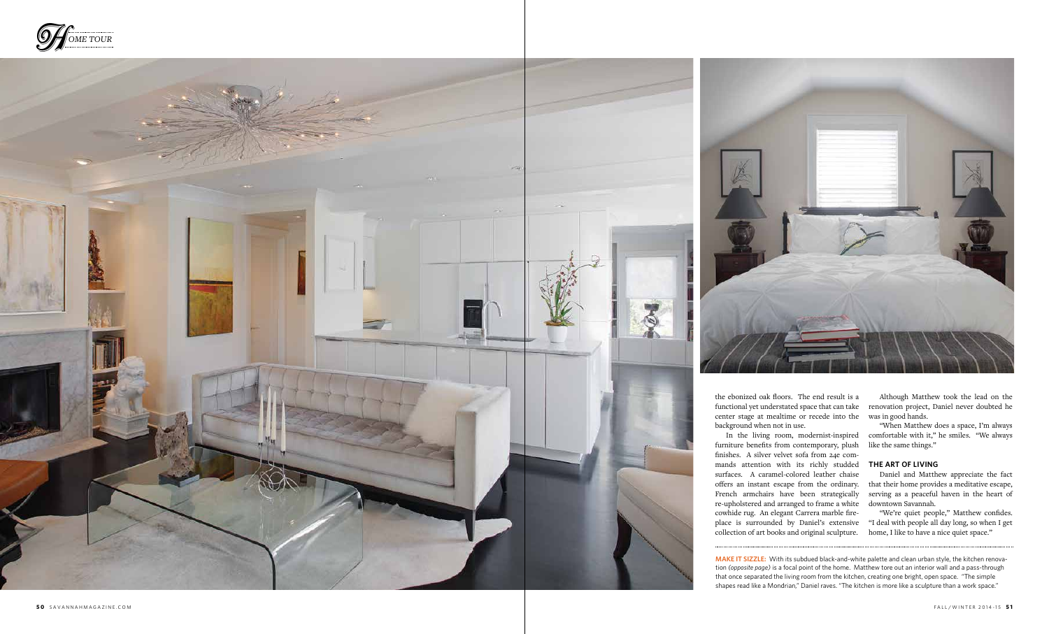the ebonized oak floors. The end result is a functional yet understated space that can take center stage at mealtime or recede into the background when not in use.

In the living room, modernist-inspired furniture benefits from contemporary, plush finishes. A silver velvet sofa from 24e commands attention with its richly studded surfaces. A caramel-colored leather chaise offers an instant escape from the ordinary. French armchairs have been strategically re-upholstered and arranged to frame a white cowhide rug. An elegant Carrera marble fireplace is surrounded by Daniel's extensive collection of art books and original sculpture.

Although Matthew took the lead on the renovation project, Daniel never doubted he was in good hands.

"When Matthew does a space, I'm always comfortable with it," he smiles. "We always like the same things."

## THE ART OF LIVING

Daniel and Matthew appreciate the fact that their home provides a meditative escape, serving as a peaceful haven in the heart of downtown Savannah.

"We're quiet people," Matthew confides. "I deal with people all day long, so when I get home, I like to have a nice quiet space."

**MAKE IT SIZZLE:** With its subdued black-and-white palette and clean urban style, the kitchen renovation (*opposite page*) is a focal point of the home. Matthew tore out an interior wall and a pass-through that once separated the living room from the kitchen, creating one bright, open space. "The simple shapes read like a Mondrian," Daniel raves. "The kitchen is more like a sculpture than a work space."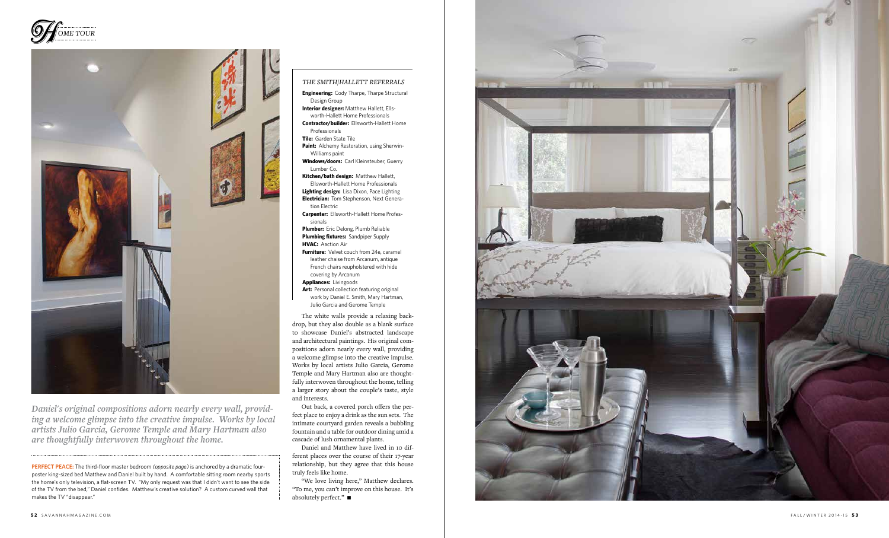## THE SMITH/HALLETT REFERRALS

**Engineering:** Cody Tharpe, Tharpe Structural Design Group
**Interior designer:** Matthew Hallett, Ellsworth-Hallett Home Professionals
**Contractor/builder:** Ellsworth-Hallett Home Professionals
**Tile:** Garden State Tile
**Paint:** Alchemy Restoration, using Sherwin-Williams paint
**Windows/doors:** Carl Kleinsteuber, Guerry Lumber Co.
**Kitchen/bath design:** Matthew Hallett, Ellsworth-Hallett Home Professionals
**Lighting design:** Lisa Dixon, Pace Lighting
**Electrician:** Tom Stephenson, Next Generation Electric
**Carpenter:** Ellsworth-Hallett Home Professionals
**Plumber:** Eric Delong, Plumb Reliable
**Plumbing fixtures:** Sandpiper Supply
**HVAC:** Aaction Air
**Furniture:** Velvet couch from 24e, caramel leather chaise from Arcanum, antique French chairs reupholstered with hide covering by Arcanum
**Appliances:** Livingoods
**Art:** Personal collection featuring original work by Daniel E. Smith, Mary Hartman, Julio Garcia and Gerome Temple

The white walls provide a relaxing backdrop, but they also double as a blank surface to showcase Daniel's abstracted landscape and architectural paintings. His original compositions adorn nearly every wall, providing a welcome glimpse into the creative impulse. Works by local artists Julio Garcia, Gerome Temple and Mary Hartman also are thoughtfully interwoven throughout the home, telling a larger story about the couple's taste, style and interests.

Out back, a covered porch offers the perfect place to enjoy a drink as the sun sets. The intimate courtyard garden reveals a bubbling fountain and a table for outdoor dining amid a cascade of lush ornamental plants.

Daniel and Matthew have lived in 10 different places over the course of their 17-year relationship, but they agree that this house truly feels like home.

"We love living here," Matthew declares. "To me, you can't improve on this house. It's absolutely perfect." ■

*Daniel's original compositions adorn nearly every wall, providing a welcome glimpse into the creative impulse. Works by local artists Julio Garcia, Gerome Temple and Mary Hartman also are thoughtfully interwoven throughout the home.*

**PERFECT PEACE:** The third-floor master bedroom *(opposite page)* is anchored by a dramatic four-poster king-sized bed Matthew and Daniel built by hand. A comfortable sitting room nearby sports the home's only television, a flat-screen TV. "My only request was that I didn't want to see the side of the TV from the bed," Daniel confides. Matthew's creative solution? A custom curved wall that makes the TV "disappear."